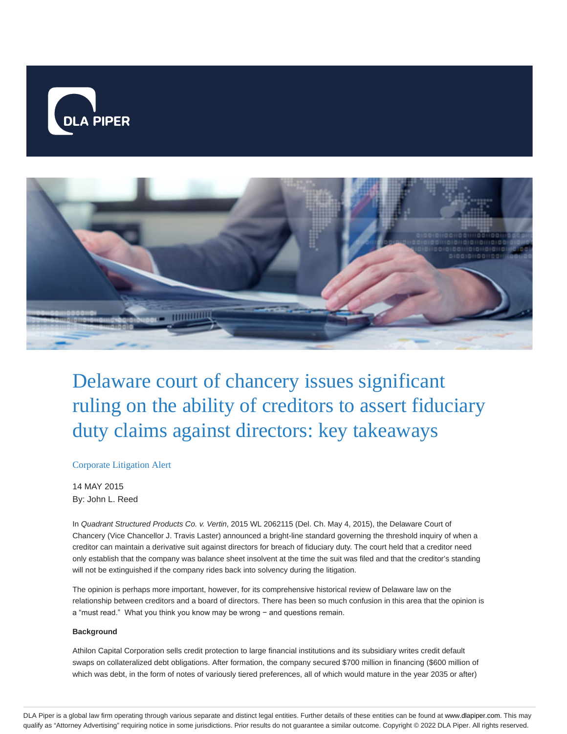# Delaware court of chancery issues significant ruling on the ability of creditors to assert fiduciary duty claims against directors: key takeaways

Corporate Litigation Alert

14 MAY 2015

By: John L. Reed

In *Quadrant Structured Products Co. v. Vertin*, 2015 WL 2062115 (Del. Ch. May 4, 2015), the Delaware Court of Chancery (Vice Chancellor J. Travis Laster) announced a bright-line standard governing the threshold inquiry of when a creditor can maintain a derivative suit against directors for breach of fiduciary duty. The court held that a creditor need only establish that the company was balance sheet insolvent at the time the suit was filed and that the creditor's standing will not be extinguished if the company rides back into solvency during the litigation.

The opinion is perhaps more important, however, for its comprehensive historical review of Delaware law on the relationship between creditors and a board of directors. There has been so much confusion in this area that the opinion is a "must read." What you think you know may be wrong − and questions remain.

**Background**

Athilon Capital Corporation sells credit protection to large financial institutions and its subsidiary writes credit default swaps on collateralized debt obligations. After formation, the company secured $700 million in financing ($600 million of which was debt, in the form of notes of variously tiered preferences, all of which would mature in the year 2035 or after)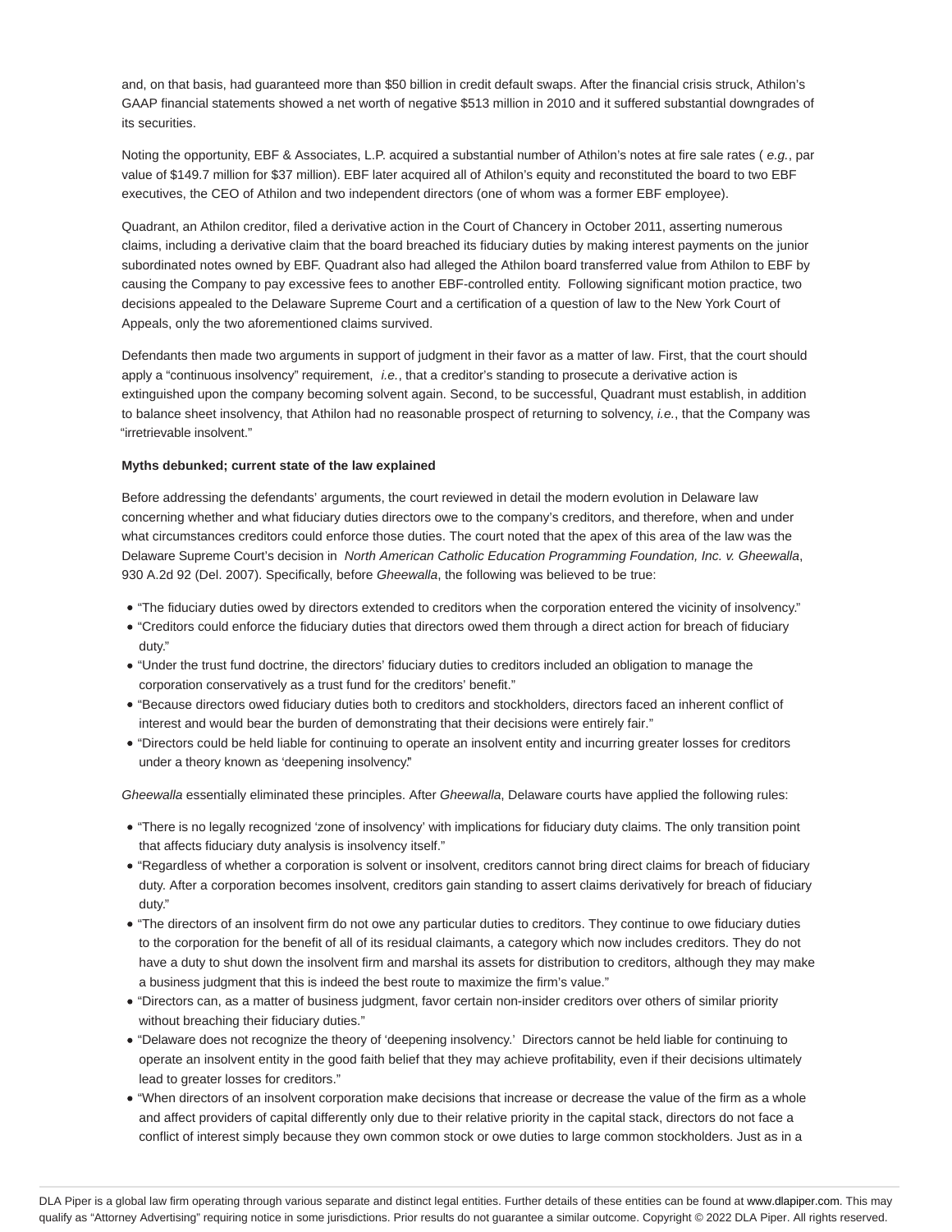and, on that basis, had guaranteed more than $50 billion in credit default swaps. After the financial crisis struck, Athilon's GAAP financial statements showed a net worth of negative $513 million in 2010 and it suffered substantial downgrades of its securities.

Noting the opportunity, EBF & Associates, L.P. acquired a substantial number of Athilon's notes at fire sale rates ( *e.g.*, par value of $149.7 million for $37 million). EBF later acquired all of Athilon's equity and reconstituted the board to two EBF executives, the CEO of Athilon and two independent directors (one of whom was a former EBF employee).

Quadrant, an Athilon creditor, filed a derivative action in the Court of Chancery in October 2011, asserting numerous claims, including a derivative claim that the board breached its fiduciary duties by making interest payments on the junior subordinated notes owned by EBF. Quadrant also had alleged the Athilon board transferred value from Athilon to EBF by causing the Company to pay excessive fees to another EBF-controlled entity. Following significant motion practice, two decisions appealed to the Delaware Supreme Court and a certification of a question of law to the New York Court of Appeals, only the two aforementioned claims survived.

Defendants then made two arguments in support of judgment in their favor as a matter of law. First, that the court should apply a "continuous insolvency" requirement, *i.e.*, that a creditor's standing to prosecute a derivative action is extinguished upon the company becoming solvent again. Second, to be successful, Quadrant must establish, in addition to balance sheet insolvency, that Athilon had no reasonable prospect of returning to solvency, *i.e.*, that the Company was "irretrievable insolvent."

**Myths debunked; current state of the law explained**

Before addressing the defendants' arguments, the court reviewed in detail the modern evolution in Delaware law concerning whether and what fiduciary duties directors owe to the company's creditors, and therefore, when and under what circumstances creditors could enforce those duties. The court noted that the apex of this area of the law was the Delaware Supreme Court's decision in *North American Catholic Education Programming Foundation, Inc. v. Gheewalla*, 930 A.2d 92 (Del. 2007). Specifically, before *Gheewalla*, the following was believed to be true:

- "The fiduciary duties owed by directors extended to creditors when the corporation entered the vicinity of insolvency."
- "Creditors could enforce the fiduciary duties that directors owed them through a direct action for breach of fiduciary duty."
- "Under the trust fund doctrine, the directors' fiduciary duties to creditors included an obligation to manage the corporation conservatively as a trust fund for the creditors' benefit."
- "Because directors owed fiduciary duties both to creditors and stockholders, directors faced an inherent conflict of interest and would bear the burden of demonstrating that their decisions were entirely fair."
- "Directors could be held liable for continuing to operate an insolvent entity and incurring greater losses for creditors under a theory known as 'deepening insolvency.'"

*Gheewalla* essentially eliminated these principles. After *Gheewalla*, Delaware courts have applied the following rules:

- "There is no legally recognized 'zone of insolvency' with implications for fiduciary duty claims. The only transition point that affects fiduciary duty analysis is insolvency itself."
- "Regardless of whether a corporation is solvent or insolvent, creditors cannot bring direct claims for breach of fiduciary duty. After a corporation becomes insolvent, creditors gain standing to assert claims derivatively for breach of fiduciary duty."
- "The directors of an insolvent firm do not owe any particular duties to creditors. They continue to owe fiduciary duties to the corporation for the benefit of all of its residual claimants, a category which now includes creditors. They do not have a duty to shut down the insolvent firm and marshal its assets for distribution to creditors, although they may make a business judgment that this is indeed the best route to maximize the firm's value."
- "Directors can, as a matter of business judgment, favor certain non-insider creditors over others of similar priority without breaching their fiduciary duties."
- "Delaware does not recognize the theory of 'deepening insolvency.' Directors cannot be held liable for continuing to operate an insolvent entity in the good faith belief that they may achieve profitability, even if their decisions ultimately lead to greater losses for creditors."
- "When directors of an insolvent corporation make decisions that increase or decrease the value of the firm as a whole and affect providers of capital differently only due to their relative priority in the capital stack, directors do not face a conflict of interest simply because they own common stock or owe duties to large common stockholders. Just as in a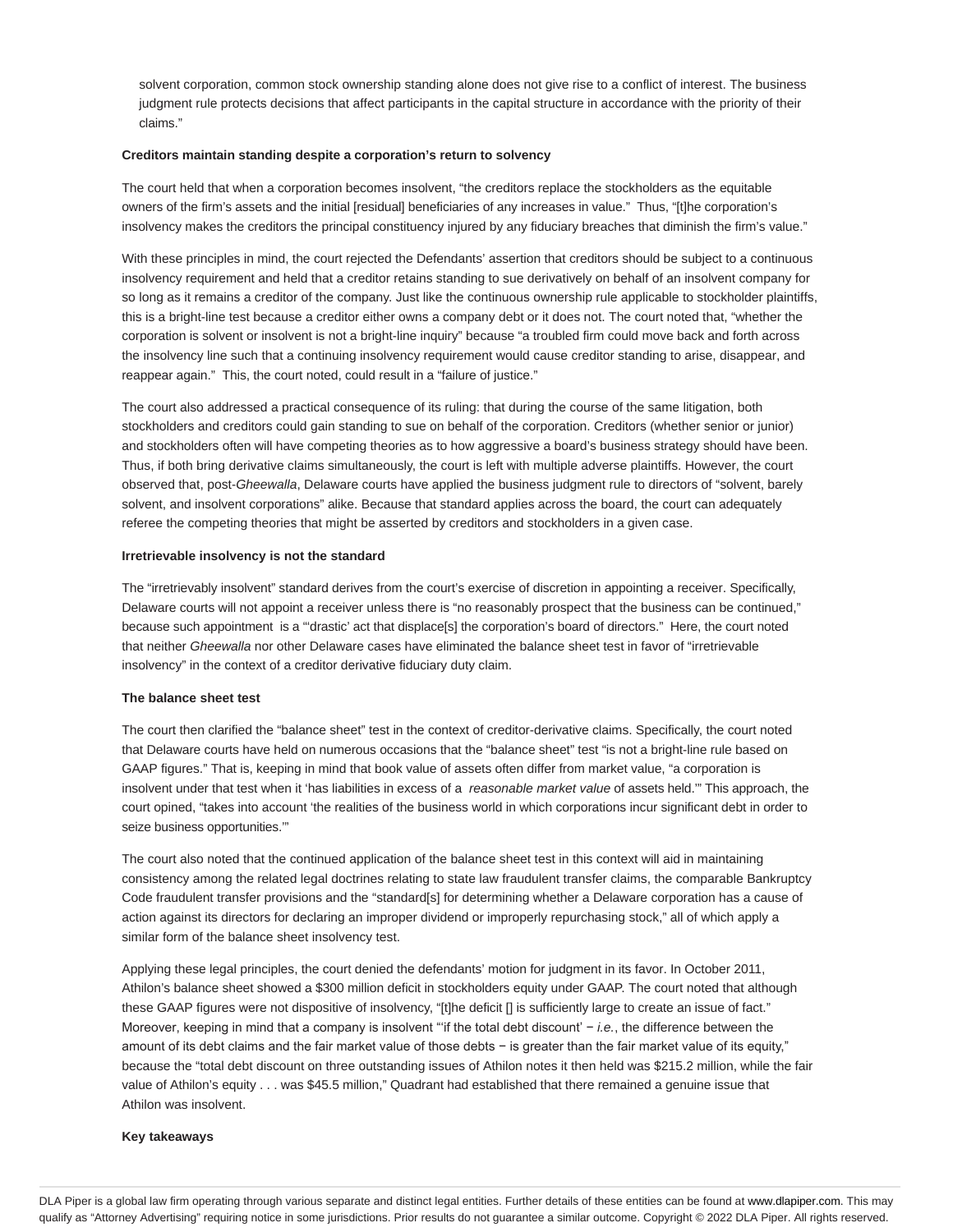solvent corporation, common stock ownership standing alone does not give rise to a conflict of interest. The business judgment rule protects decisions that affect participants in the capital structure in accordance with the priority of their claims."

**Creditors maintain standing despite a corporation's return to solvency**

The court held that when a corporation becomes insolvent, "the creditors replace the stockholders as the equitable owners of the firm's assets and the initial [residual] beneficiaries of any increases in value." Thus, "[t]he corporation's insolvency makes the creditors the principal constituency injured by any fiduciary breaches that diminish the firm's value."

With these principles in mind, the court rejected the Defendants' assertion that creditors should be subject to a continuous insolvency requirement and held that a creditor retains standing to sue derivatively on behalf of an insolvent company for so long as it remains a creditor of the company. Just like the continuous ownership rule applicable to stockholder plaintiffs, this is a bright-line test because a creditor either owns a company debt or it does not. The court noted that, "whether the corporation is solvent or insolvent is not a bright-line inquiry" because "a troubled firm could move back and forth across the insolvency line such that a continuing insolvency requirement would cause creditor standing to arise, disappear, and reappear again." This, the court noted, could result in a "failure of justice."

The court also addressed a practical consequence of its ruling: that during the course of the same litigation, both stockholders and creditors could gain standing to sue on behalf of the corporation. Creditors (whether senior or junior) and stockholders often will have competing theories as to how aggressive a board's business strategy should have been. Thus, if both bring derivative claims simultaneously, the court is left with multiple adverse plaintiffs. However, the court observed that, post-*Gheewalla*, Delaware courts have applied the business judgment rule to directors of "solvent, barely solvent, and insolvent corporations" alike. Because that standard applies across the board, the court can adequately referee the competing theories that might be asserted by creditors and stockholders in a given case.

**Irretrievable insolvency is not the standard**

The "irretrievably insolvent" standard derives from the court's exercise of discretion in appointing a receiver. Specifically, Delaware courts will not appoint a receiver unless there is "no reasonably prospect that the business can be continued," because such appointment is a "'drastic' act that displace[s] the corporation's board of directors." Here, the court noted that neither *Gheewalla* nor other Delaware cases have eliminated the balance sheet test in favor of "irretrievable insolvency" in the context of a creditor derivative fiduciary duty claim.

**The balance sheet test**

The court then clarified the "balance sheet" test in the context of creditor-derivative claims. Specifically, the court noted that Delaware courts have held on numerous occasions that the "balance sheet" test "is not a bright-line rule based on GAAP figures." That is, keeping in mind that book value of assets often differ from market value, "a corporation is insolvent under that test when it 'has liabilities in excess of a *reasonable market value* of assets held.'" This approach, the court opined, "takes into account 'the realities of the business world in which corporations incur significant debt in order to seize business opportunities.'"

The court also noted that the continued application of the balance sheet test in this context will aid in maintaining consistency among the related legal doctrines relating to state law fraudulent transfer claims, the comparable Bankruptcy Code fraudulent transfer provisions and the "standard[s] for determining whether a Delaware corporation has a cause of action against its directors for declaring an improper dividend or improperly repurchasing stock," all of which apply a similar form of the balance sheet insolvency test.

Applying these legal principles, the court denied the defendants' motion for judgment in its favor. In October 2011, Athilon's balance sheet showed a $300 million deficit in stockholders equity under GAAP. The court noted that although these GAAP figures were not dispositive of insolvency, "[t]he deficit [] is sufficiently large to create an issue of fact." Moreover, keeping in mind that a company is insolvent "'if the total debt discount' − *i.e.*, the difference between the amount of its debt claims and the fair market value of those debts − is greater than the fair market value of its equity," because the "total debt discount on three outstanding issues of Athilon notes it then held was $215.2 million, while the fair value of Athilon's equity . . . was $45.5 million," Quadrant had established that there remained a genuine issue that Athilon was insolvent.

**Key takeaways**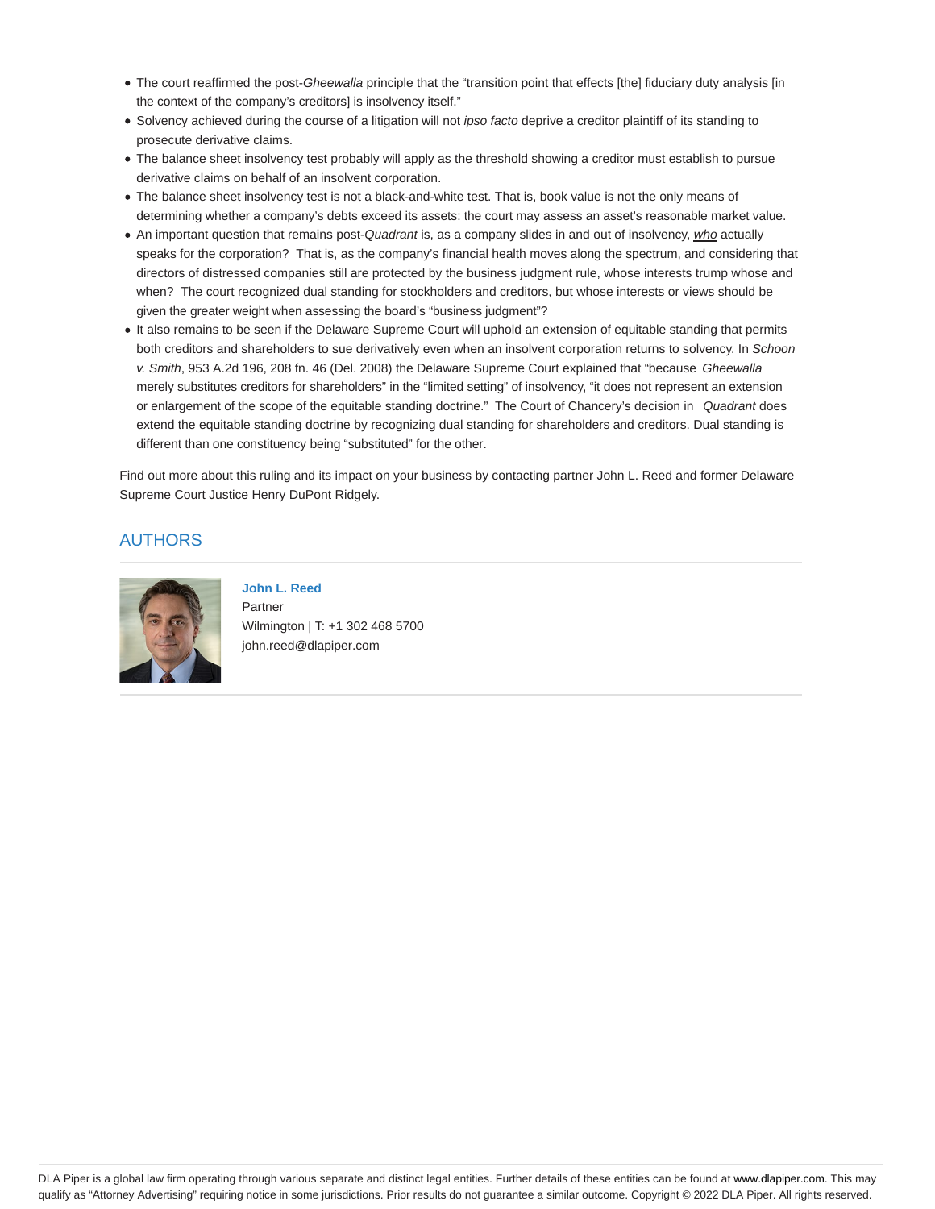- The court reaffirmed the post-*Gheewalla* principle that the "transition point that effects [the] fiduciary duty analysis [in the context of the company's creditors] is insolvency itself."
- Solvency achieved during the course of a litigation will not *ipso facto* deprive a creditor plaintiff of its standing to prosecute derivative claims.
- The balance sheet insolvency test probably will apply as the threshold showing a creditor must establish to pursue derivative claims on behalf of an insolvent corporation.
- The balance sheet insolvency test is not a black-and-white test. That is, book value is not the only means of determining whether a company's debts exceed its assets: the court may assess an asset's reasonable market value.
- An important question that remains post-*Quadrant* is, as a company slides in and out of insolvency, *who* actually speaks for the corporation? That is, as the company's financial health moves along the spectrum, and considering that directors of distressed companies still are protected by the business judgment rule, whose interests trump whose and when? The court recognized dual standing for stockholders and creditors, but whose interests or views should be given the greater weight when assessing the board's "business judgment"?
- It also remains to be seen if the Delaware Supreme Court will uphold an extension of equitable standing that permits both creditors and shareholders to sue derivatively even when an insolvent corporation returns to solvency. In *Schoon v. Smith*, 953 A.2d 196, 208 fn. 46 (Del. 2008) the Delaware Supreme Court explained that "because *Gheewalla* merely substitutes creditors for shareholders" in the "limited setting" of insolvency, "it does not represent an extension or enlargement of the scope of the equitable standing doctrine." The Court of Chancery's decision in *Quadrant* does extend the equitable standing doctrine by recognizing dual standing for shareholders and creditors. Dual standing is different than one constituency being "substituted" for the other.

Find out more about this ruling and its impact on your business by contacting partner John L. Reed and former Delaware Supreme Court Justice Henry DuPont Ridgely.

## AUTHORS

**John L. Reed**
Partner
Wilmington | T: +1 302 468 5700
john.reed@dlapiper.com

DLA Piper is a global law firm operating through various separate and distinct legal entities. Further details of these entities can be found at www.dlapiper.com. This may qualify as "Attorney Advertising" requiring notice in some jurisdictions. Prior results do not guarantee a similar outcome. Copyright © 2022 DLA Piper. All rights reserved.